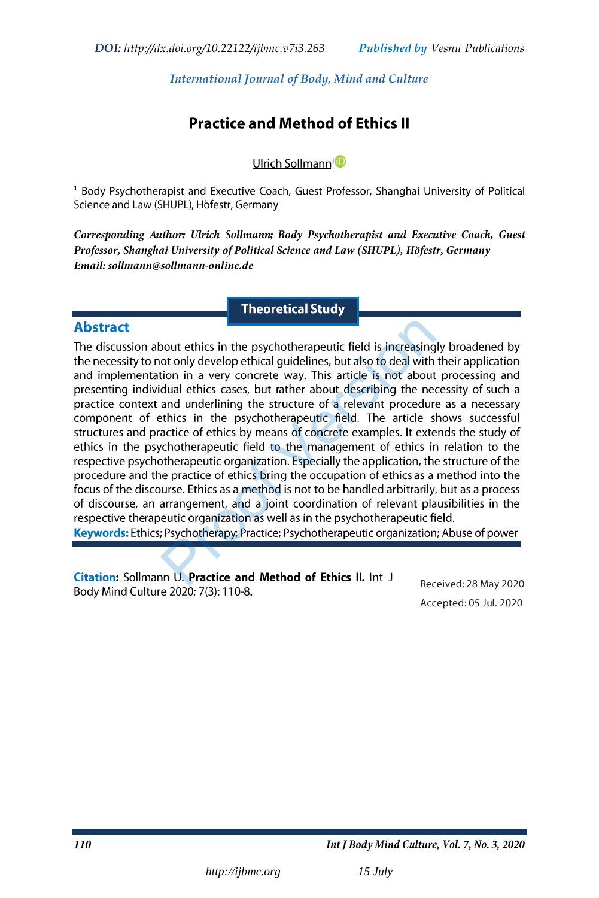DOI: http://dx.doi.org/10.22122/ijbmc.v7i3.263 *Published by* Vesnu Publications

*International Journal of Body, Mind and Culture*

# Practice and Method of Ethics II

Ulrich Sollmann[1]

[1] Body Psychotherapist and Executive Coach, Guest Professor, Shanghai University of Political Science and Law (SHUPL), Höfestr, Germany

***Corresponding Author: Ulrich Sollmann; Body Psychotherapist and Executive Coach, Guest Professor, Shanghai University of Political Science and Law (SHUPL), Höfestr, Germany***
***Email: sollmann@sollmann-online.de***

**Theoretical Study**

## Abstract

The discussion about ethics in the psychotherapeutic field is increasingly broadened by the necessity to not only develop ethical guidelines, but also to deal with their application and implementation in a very concrete way. This article is not about processing and presenting individual ethics cases, but rather about describing the necessity of such a practice context and underlining the structure of a relevant procedure as a necessary component of ethics in the psychotherapeutic field. The article shows successful structures and practice of ethics by means of concrete examples. It extends the study of ethics in the psychotherapeutic field to the management of ethics in relation to the respective psychotherapeutic organization. Especially the application, the structure of the procedure and the practice of ethics bring the occupation of ethics as a method into the focus of the discourse. Ethics as a method is not to be handled arbitrarily, but as a process of discourse, an arrangement, and a joint coordination of relevant plausibilities in the respective therapeutic organization as well as in the psychotherapeutic field.

**Keywords:** Ethics; Psychotherapy; Practice; Psychotherapeutic organization; Abuse of power

**Citation:** Sollmann U. **Practice and Method of Ethics II.** Int J Body Mind Culture 2020; 7(3): 110-8.

Received: 28 May 2020
Accepted: 05 Jul. 2020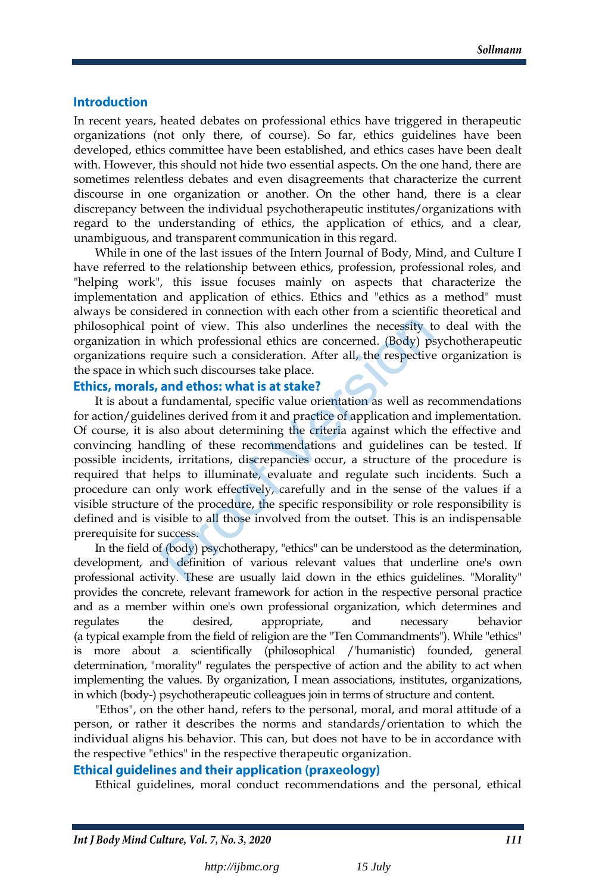## Introduction

In recent years, heated debates on professional ethics have triggered in therapeutic organizations (not only there, of course). So far, ethics guidelines have been developed, ethics committee have been established, and ethics cases have been dealt with. However, this should not hide two essential aspects. On the one hand, there are sometimes relentless debates and even disagreements that characterize the current discourse in one organization or another. On the other hand, there is a clear discrepancy between the individual psychotherapeutic institutes/organizations with regard to the understanding of ethics, the application of ethics, and a clear, unambiguous, and transparent communication in this regard.

While in one of the last issues of the Intern Journal of Body, Mind, and Culture I have referred to the relationship between ethics, profession, professional roles, and "helping work", this issue focuses mainly on aspects that characterize the implementation and application of ethics. Ethics and "ethics as a method" must always be considered in connection with each other from a scientific theoretical and philosophical point of view. This also underlines the necessity to deal with the organization in which professional ethics are concerned. (Body) psychotherapeutic organizations require such a consideration. After all, the respective organization is the space in which such discourses take place.

## Ethics, morals, and ethos: what is at stake?

It is about a fundamental, specific value orientation as well as recommendations for action/guidelines derived from it and practice of application and implementation. Of course, it is also about determining the criteria against which the effective and convincing handling of these recommendations and guidelines can be tested. If possible incidents, irritations, discrepancies occur, a structure of the procedure is required that helps to illuminate, evaluate and regulate such incidents. Such a procedure can only work effectively, carefully and in the sense of the values if a visible structure of the procedure, the specific responsibility or role responsibility is defined and is visible to all those involved from the outset. This is an indispensable prerequisite for success.

In the field of (body) psychotherapy, "ethics" can be understood as the determination, development, and definition of various relevant values that underline one's own professional activity. These are usually laid down in the ethics guidelines. "Morality" provides the concrete, relevant framework for action in the respective personal practice and as a member within one's own professional organization, which determines and regulates the desired, appropriate, and necessary behavior (a typical example from the field of religion are the "Ten Commandments"). While "ethics" is more about a scientifically (philosophical /'humanistic) founded, general determination, "morality" regulates the perspective of action and the ability to act when implementing the values. By organization, I mean associations, institutes, organizations, in which (body-) psychotherapeutic colleagues join in terms of structure and content.

"Ethos", on the other hand, refers to the personal, moral, and moral attitude of a person, or rather it describes the norms and standards/orientation to which the individual aligns his behavior. This can, but does not have to be in accordance with the respective "ethics" in the respective therapeutic organization.

## Ethical guidelines and their application (praxeology)

Ethical guidelines, moral conduct recommendations and the personal, ethical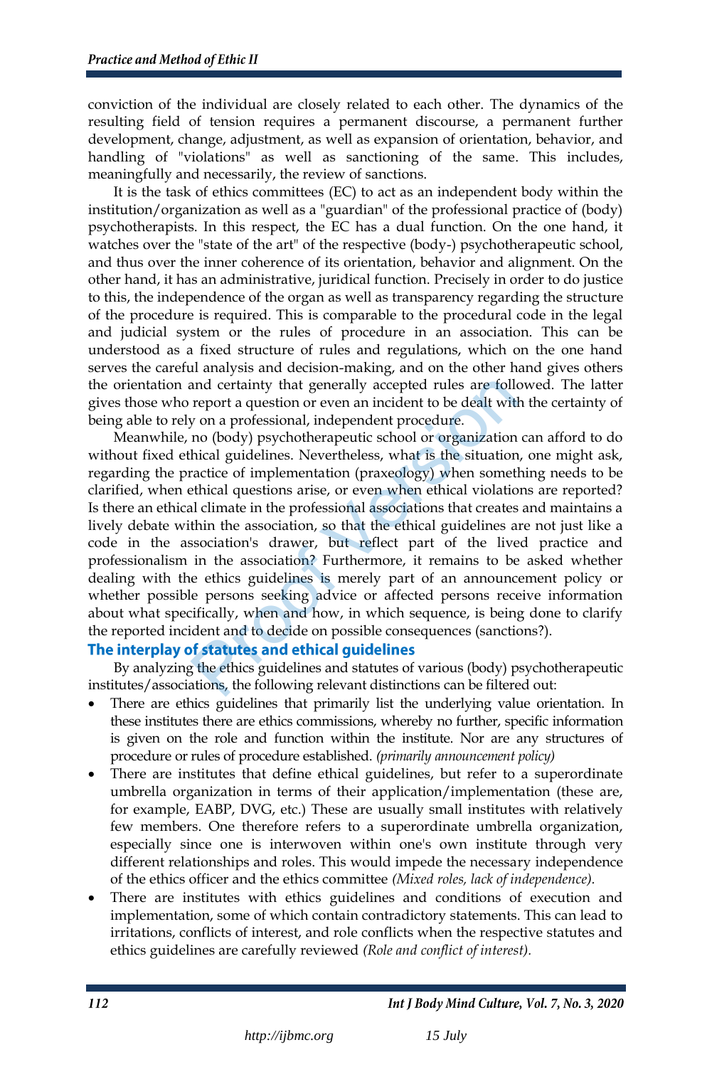conviction of the individual are closely related to each other. The dynamics of the resulting field of tension requires a permanent discourse, a permanent further development, change, adjustment, as well as expansion of orientation, behavior, and handling of "violations" as well as sanctioning of the same. This includes, meaningfully and necessarily, the review of sanctions.

It is the task of ethics committees (EC) to act as an independent body within the institution/organization as well as a "guardian" of the professional practice of (body) psychotherapists. In this respect, the EC has a dual function. On the one hand, it watches over the "state of the art" of the respective (body-) psychotherapeutic school, and thus over the inner coherence of its orientation, behavior and alignment. On the other hand, it has an administrative, juridical function. Precisely in order to do justice to this, the independence of the organ as well as transparency regarding the structure of the procedure is required. This is comparable to the procedural code in the legal and judicial system or the rules of procedure in an association. This can be understood as a fixed structure of rules and regulations, which on the one hand serves the careful analysis and decision-making, and on the other hand gives others the orientation and certainty that generally accepted rules are followed. The latter gives those who report a question or even an incident to be dealt with the certainty of being able to rely on a professional, independent procedure.

Meanwhile, no (body) psychotherapeutic school or organization can afford to do without fixed ethical guidelines. Nevertheless, what is the situation, one might ask, regarding the practice of implementation (praxeology) when something needs to be clarified, when ethical questions arise, or even when ethical violations are reported? Is there an ethical climate in the professional associations that creates and maintains a lively debate within the association, so that the ethical guidelines are not just like a code in the association's drawer, but reflect part of the lived practice and professionalism in the association? Furthermore, it remains to be asked whether dealing with the ethics guidelines is merely part of an announcement policy or whether possible persons seeking advice or affected persons receive information about what specifically, when and how, in which sequence, is being done to clarify the reported incident and to decide on possible consequences (sanctions?).

## The interplay of statutes and ethical guidelines

By analyzing the ethics guidelines and statutes of various (body) psychotherapeutic institutes/associations, the following relevant distinctions can be filtered out:

- There are ethics guidelines that primarily list the underlying value orientation. In these institutes there are ethics commissions, whereby no further, specific information is given on the role and function within the institute. Nor are any structures of procedure or rules of procedure established. *(primarily announcement policy)*
- There are institutes that define ethical guidelines, but refer to a superordinate umbrella organization in terms of their application/implementation (these are, for example, EABP, DVG, etc.) These are usually small institutes with relatively few members. One therefore refers to a superordinate umbrella organization, especially since one is interwoven within one's own institute through very different relationships and roles. This would impede the necessary independence of the ethics officer and the ethics committee *(Mixed roles, lack of independence).*
- There are institutes with ethics guidelines and conditions of execution and implementation, some of which contain contradictory statements. This can lead to irritations, conflicts of interest, and role conflicts when the respective statutes and ethics guidelines are carefully reviewed *(Role and conflict of interest).*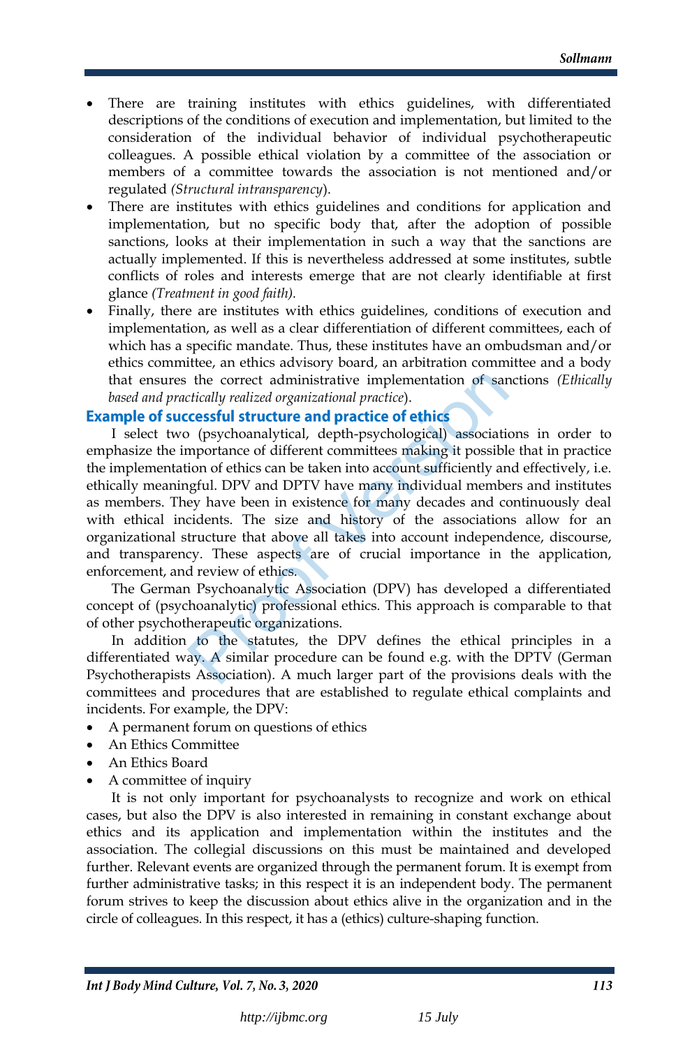- There are training institutes with ethics guidelines, with differentiated descriptions of the conditions of execution and implementation, but limited to the consideration of the individual behavior of individual psychotherapeutic colleagues. A possible ethical violation by a committee of the association or members of a committee towards the association is not mentioned and/or regulated *(Structural intransparency)*.
- There are institutes with ethics guidelines and conditions for application and implementation, but no specific body that, after the adoption of possible sanctions, looks at their implementation in such a way that the sanctions are actually implemented. If this is nevertheless addressed at some institutes, subtle conflicts of roles and interests emerge that are not clearly identifiable at first glance *(Treatment in good faith).*
- Finally, there are institutes with ethics guidelines, conditions of execution and implementation, as well as a clear differentiation of different committees, each of which has a specific mandate. Thus, these institutes have an ombudsman and/or ethics committee, an ethics advisory board, an arbitration committee and a body that ensures the correct administrative implementation of sanctions *(Ethically based and practically realized organizational practice)*.

## Example of successful structure and practice of ethics

I select two (psychoanalytical, depth-psychological) associations in order to emphasize the importance of different committees making it possible that in practice the implementation of ethics can be taken into account sufficiently and effectively, i.e. ethically meaningful. DPV and DPTV have many individual members and institutes as members. They have been in existence for many decades and continuously deal with ethical incidents. The size and history of the associations allow for an organizational structure that above all takes into account independence, discourse, and transparency. These aspects are of crucial importance in the application, enforcement, and review of ethics.

The German Psychoanalytic Association (DPV) has developed a differentiated concept of (psychoanalytic) professional ethics. This approach is comparable to that of other psychotherapeutic organizations.

In addition to the statutes, the DPV defines the ethical principles in a differentiated way. A similar procedure can be found e.g. with the DPTV (German Psychotherapists Association). A much larger part of the provisions deals with the committees and procedures that are established to regulate ethical complaints and incidents. For example, the DPV:

- A permanent forum on questions of ethics
- An Ethics Committee
- An Ethics Board
- A committee of inquiry

It is not only important for psychoanalysts to recognize and work on ethical cases, but also the DPV is also interested in remaining in constant exchange about ethics and its application and implementation within the institutes and the association. The collegial discussions on this must be maintained and developed further. Relevant events are organized through the permanent forum. It is exempt from further administrative tasks; in this respect it is an independent body. The permanent forum strives to keep the discussion about ethics alive in the organization and in the circle of colleagues. In this respect, it has a (ethics) culture-shaping function.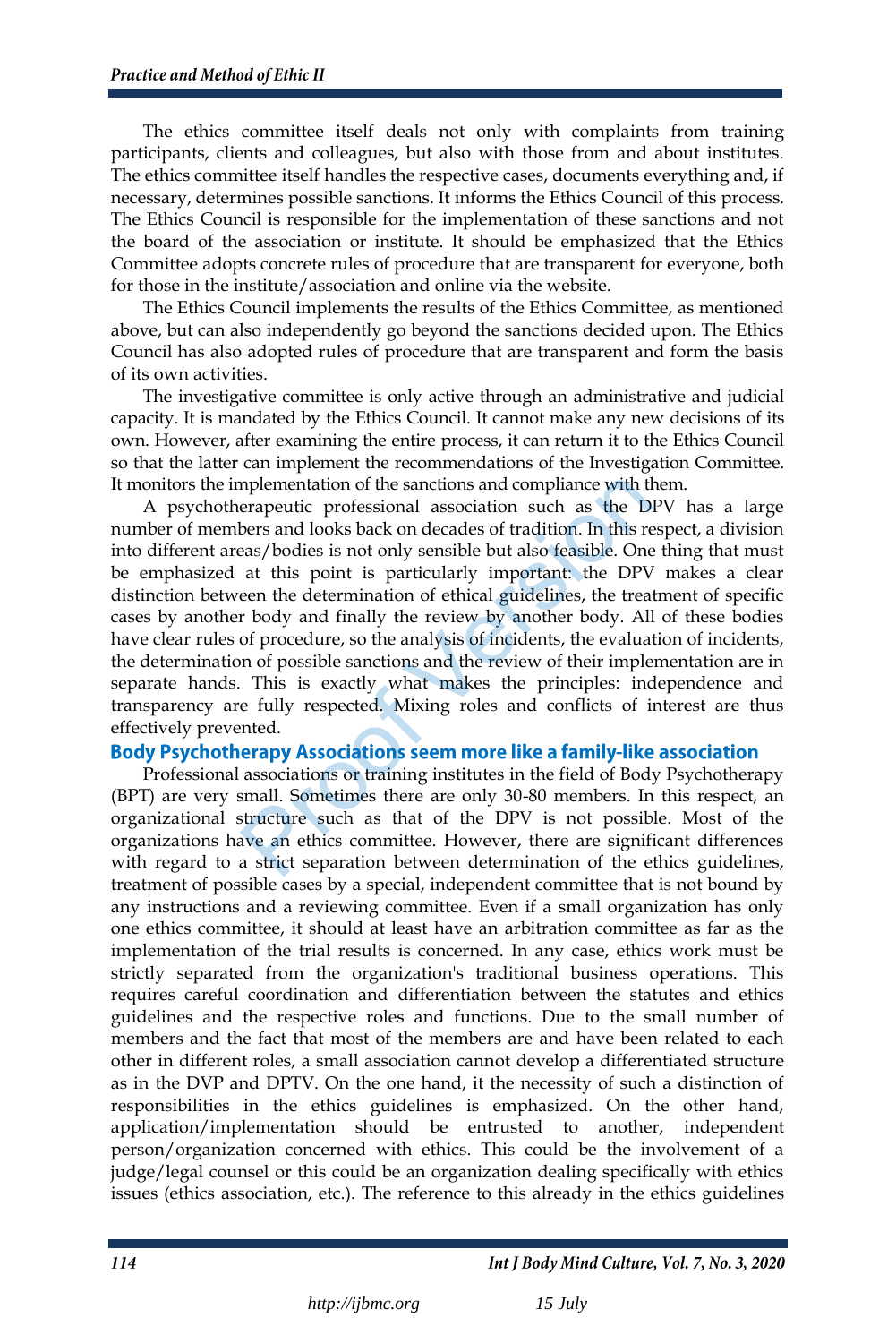The ethics committee itself deals not only with complaints from training participants, clients and colleagues, but also with those from and about institutes. The ethics committee itself handles the respective cases, documents everything and, if necessary, determines possible sanctions. It informs the Ethics Council of this process. The Ethics Council is responsible for the implementation of these sanctions and not the board of the association or institute. It should be emphasized that the Ethics Committee adopts concrete rules of procedure that are transparent for everyone, both for those in the institute/association and online via the website.

The Ethics Council implements the results of the Ethics Committee, as mentioned above, but can also independently go beyond the sanctions decided upon. The Ethics Council has also adopted rules of procedure that are transparent and form the basis of its own activities.

The investigative committee is only active through an administrative and judicial capacity. It is mandated by the Ethics Council. It cannot make any new decisions of its own. However, after examining the entire process, it can return it to the Ethics Council so that the latter can implement the recommendations of the Investigation Committee. It monitors the implementation of the sanctions and compliance with them.

A psychotherapeutic professional association such as the DPV has a large number of members and looks back on decades of tradition. In this respect, a division into different areas/bodies is not only sensible but also feasible. One thing that must be emphasized at this point is particularly important: the DPV makes a clear distinction between the determination of ethical guidelines, the treatment of specific cases by another body and finally the review by another body. All of these bodies have clear rules of procedure, so the analysis of incidents, the evaluation of incidents, the determination of possible sanctions and the review of their implementation are in separate hands. This is exactly what makes the principles: independence and transparency are fully respected. Mixing roles and conflicts of interest are thus effectively prevented.

## Body Psychotherapy Associations seem more like a family-like association

Professional associations or training institutes in the field of Body Psychotherapy (BPT) are very small. Sometimes there are only 30-80 members. In this respect, an organizational structure such as that of the DPV is not possible. Most of the organizations have an ethics committee. However, there are significant differences with regard to a strict separation between determination of the ethics guidelines, treatment of possible cases by a special, independent committee that is not bound by any instructions and a reviewing committee. Even if a small organization has only one ethics committee, it should at least have an arbitration committee as far as the implementation of the trial results is concerned. In any case, ethics work must be strictly separated from the organization's traditional business operations. This requires careful coordination and differentiation between the statutes and ethics guidelines and the respective roles and functions. Due to the small number of members and the fact that most of the members are and have been related to each other in different roles, a small association cannot develop a differentiated structure as in the DVP and DPTV. On the one hand, it the necessity of such a distinction of responsibilities in the ethics guidelines is emphasized. On the other hand, application/implementation should be entrusted to another, independent person/organization concerned with ethics. This could be the involvement of a judge/legal counsel or this could be an organization dealing specifically with ethics issues (ethics association, etc.). The reference to this already in the ethics guidelines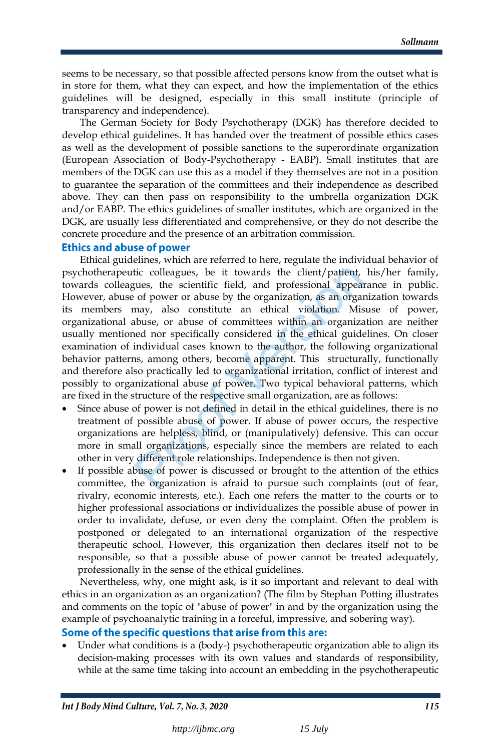seems to be necessary, so that possible affected persons know from the outset what is in store for them, what they can expect, and how the implementation of the ethics guidelines will be designed, especially in this small institute (principle of transparency and independence).

The German Society for Body Psychotherapy (DGK) has therefore decided to develop ethical guidelines. It has handed over the treatment of possible ethics cases as well as the development of possible sanctions to the superordinate organization (European Association of Body-Psychotherapy - EABP). Small institutes that are members of the DGK can use this as a model if they themselves are not in a position to guarantee the separation of the committees and their independence as described above. They can then pass on responsibility to the umbrella organization DGK and/or EABP. The ethics guidelines of smaller institutes, which are organized in the DGK, are usually less differentiated and comprehensive, or they do not describe the concrete procedure and the presence of an arbitration commission.

## Ethics and abuse of power

Ethical guidelines, which are referred to here, regulate the individual behavior of psychotherapeutic colleagues, be it towards the client/patient, his/her family, towards colleagues, the scientific field, and professional appearance in public. However, abuse of power or abuse by the organization, as an organization towards its members may, also constitute an ethical violation. Misuse of power, organizational abuse, or abuse of committees within an organization are neither usually mentioned nor specifically considered in the ethical guidelines. On closer examination of individual cases known to the author, the following organizational behavior patterns, among others, become apparent. This structurally, functionally and therefore also practically led to organizational irritation, conflict of interest and possibly to organizational abuse of power. Two typical behavioral patterns, which are fixed in the structure of the respective small organization, are as follows:

- Since abuse of power is not defined in detail in the ethical guidelines, there is no treatment of possible abuse of power. If abuse of power occurs, the respective organizations are helpless, blind, or (manipulatively) defensive. This can occur more in small organizations, especially since the members are related to each other in very different role relationships. Independence is then not given.
- If possible abuse of power is discussed or brought to the attention of the ethics committee, the organization is afraid to pursue such complaints (out of fear, rivalry, economic interests, etc.). Each one refers the matter to the courts or to higher professional associations or individualizes the possible abuse of power in order to invalidate, defuse, or even deny the complaint. Often the problem is postponed or delegated to an international organization of the respective therapeutic school. However, this organization then declares itself not to be responsible, so that a possible abuse of power cannot be treated adequately, professionally in the sense of the ethical guidelines.

Nevertheless, why, one might ask, is it so important and relevant to deal with ethics in an organization as an organization? (The film by Stephan Potting illustrates and comments on the topic of "abuse of power" in and by the organization using the example of psychoanalytic training in a forceful, impressive, and sobering way).

## Some of the specific questions that arise from this are:

- Under what conditions is a (body-) psychotherapeutic organization able to align its decision-making processes with its own values and standards of responsibility, while at the same time taking into account an embedding in the psychotherapeutic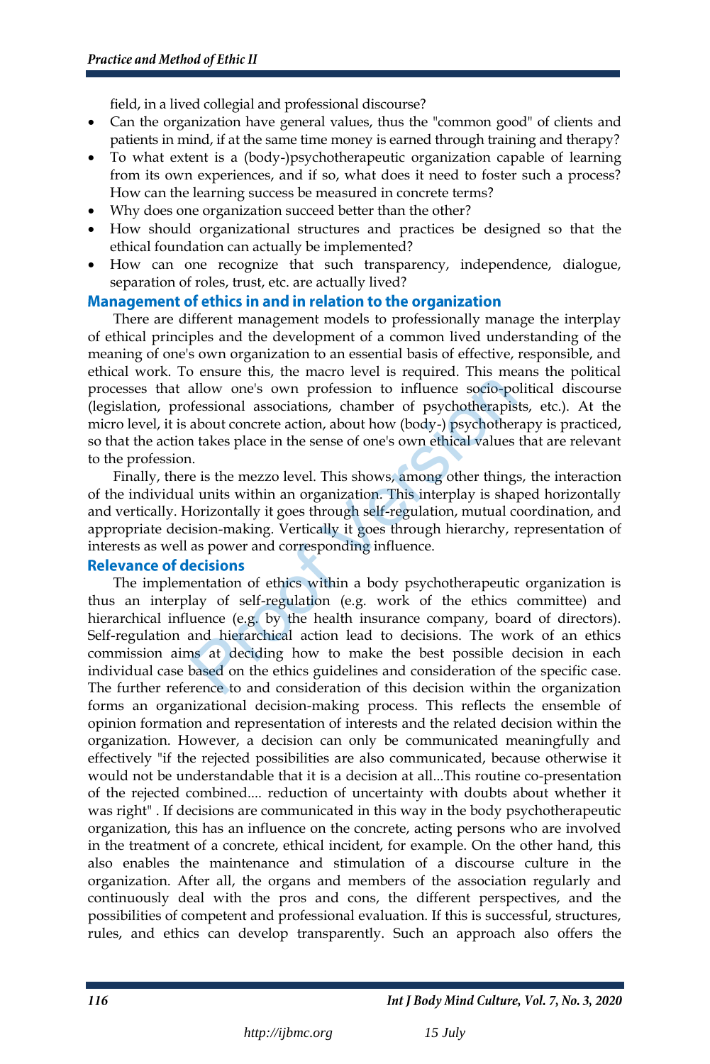field, in a lived collegial and professional discourse?

- Can the organization have general values, thus the "common good" of clients and patients in mind, if at the same time money is earned through training and therapy?
- To what extent is a (body-)psychotherapeutic organization capable of learning from its own experiences, and if so, what does it need to foster such a process? How can the learning success be measured in concrete terms?
- Why does one organization succeed better than the other?
- How should organizational structures and practices be designed so that the ethical foundation can actually be implemented?
- How can one recognize that such transparency, independence, dialogue, separation of roles, trust, etc. are actually lived?

## Management of ethics in and in relation to the organization

There are different management models to professionally manage the interplay of ethical principles and the development of a common lived understanding of the meaning of one's own organization to an essential basis of effective, responsible, and ethical work. To ensure this, the macro level is required. This means the political processes that allow one's own profession to influence socio-political discourse (legislation, professional associations, chamber of psychotherapists, etc.). At the micro level, it is about concrete action, about how (body-) psychotherapy is practiced, so that the action takes place in the sense of one's own ethical values that are relevant to the profession.

Finally, there is the mezzo level. This shows, among other things, the interaction of the individual units within an organization. This interplay is shaped horizontally and vertically. Horizontally it goes through self-regulation, mutual coordination, and appropriate decision-making. Vertically it goes through hierarchy, representation of interests as well as power and corresponding influence.

## Relevance of decisions

The implementation of ethics within a body psychotherapeutic organization is thus an interplay of self-regulation (e.g. work of the ethics committee) and hierarchical influence (e.g. by the health insurance company, board of directors). Self-regulation and hierarchical action lead to decisions. The work of an ethics commission aims at deciding how to make the best possible decision in each individual case based on the ethics guidelines and consideration of the specific case. The further reference to and consideration of this decision within the organization forms an organizational decision-making process. This reflects the ensemble of opinion formation and representation of interests and the related decision within the organization. However, a decision can only be communicated meaningfully and effectively "if the rejected possibilities are also communicated, because otherwise it would not be understandable that it is a decision at all...This routine co-presentation of the rejected combined.... reduction of uncertainty with doubts about whether it was right" . If decisions are communicated in this way in the body psychotherapeutic organization, this has an influence on the concrete, acting persons who are involved in the treatment of a concrete, ethical incident, for example. On the other hand, this also enables the maintenance and stimulation of a discourse culture in the organization. After all, the organs and members of the association regularly and continuously deal with the pros and cons, the different perspectives, and the possibilities of competent and professional evaluation. If this is successful, structures, rules, and ethics can develop transparently. Such an approach also offers the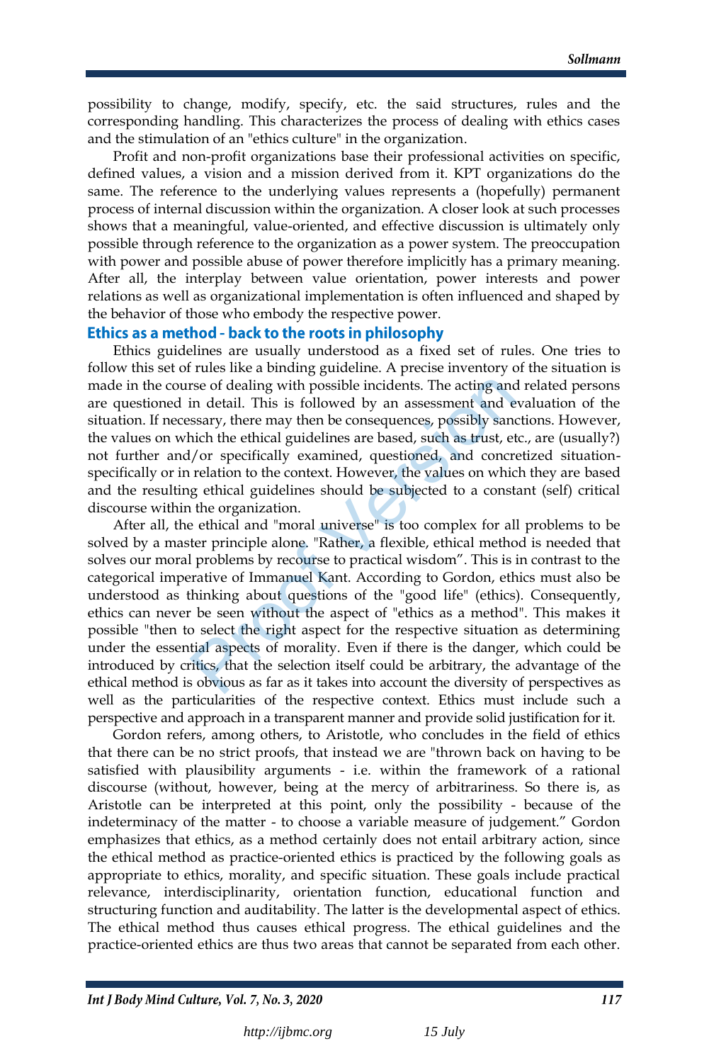possibility to change, modify, specify, etc. the said structures, rules and the corresponding handling. This characterizes the process of dealing with ethics cases and the stimulation of an "ethics culture" in the organization.

Profit and non-profit organizations base their professional activities on specific, defined values, a vision and a mission derived from it. KPT organizations do the same. The reference to the underlying values represents a (hopefully) permanent process of internal discussion within the organization. A closer look at such processes shows that a meaningful, value-oriented, and effective discussion is ultimately only possible through reference to the organization as a power system. The preoccupation with power and possible abuse of power therefore implicitly has a primary meaning. After all, the interplay between value orientation, power interests and power relations as well as organizational implementation is often influenced and shaped by the behavior of those who embody the respective power.

## Ethics as a method - back to the roots in philosophy

Ethics guidelines are usually understood as a fixed set of rules. One tries to follow this set of rules like a binding guideline. A precise inventory of the situation is made in the course of dealing with possible incidents. The acting and related persons are questioned in detail. This is followed by an assessment and evaluation of the situation. If necessary, there may then be consequences, possibly sanctions. However, the values on which the ethical guidelines are based, such as trust, etc., are (usually?) not further and/or specifically examined, questioned, and concretized situation-specifically or in relation to the context. However, the values on which they are based and the resulting ethical guidelines should be subjected to a constant (self) critical discourse within the organization.

After all, the ethical and "moral universe" is too complex for all problems to be solved by a master principle alone. "Rather, a flexible, ethical method is needed that solves our moral problems by recourse to practical wisdom". This is in contrast to the categorical imperative of Immanuel Kant. According to Gordon, ethics must also be understood as thinking about questions of the "good life" (ethics). Consequently, ethics can never be seen without the aspect of "ethics as a method". This makes it possible "then to select the right aspect for the respective situation as determining under the essential aspects of morality. Even if there is the danger, which could be introduced by critics, that the selection itself could be arbitrary, the advantage of the ethical method is obvious as far as it takes into account the diversity of perspectives as well as the particularities of the respective context. Ethics must include such a perspective and approach in a transparent manner and provide solid justification for it.

Gordon refers, among others, to Aristotle, who concludes in the field of ethics that there can be no strict proofs, that instead we are "thrown back on having to be satisfied with plausibility arguments - i.e. within the framework of a rational discourse (without, however, being at the mercy of arbitrariness. So there is, as Aristotle can be interpreted at this point, only the possibility - because of the indeterminacy of the matter - to choose a variable measure of judgement." Gordon emphasizes that ethics, as a method certainly does not entail arbitrary action, since the ethical method as practice-oriented ethics is practiced by the following goals as appropriate to ethics, morality, and specific situation. These goals include practical relevance, interdisciplinarity, orientation function, educational function and structuring function and auditability. The latter is the developmental aspect of ethics. The ethical method thus causes ethical progress. The ethical guidelines and the practice-oriented ethics are thus two areas that cannot be separated from each other.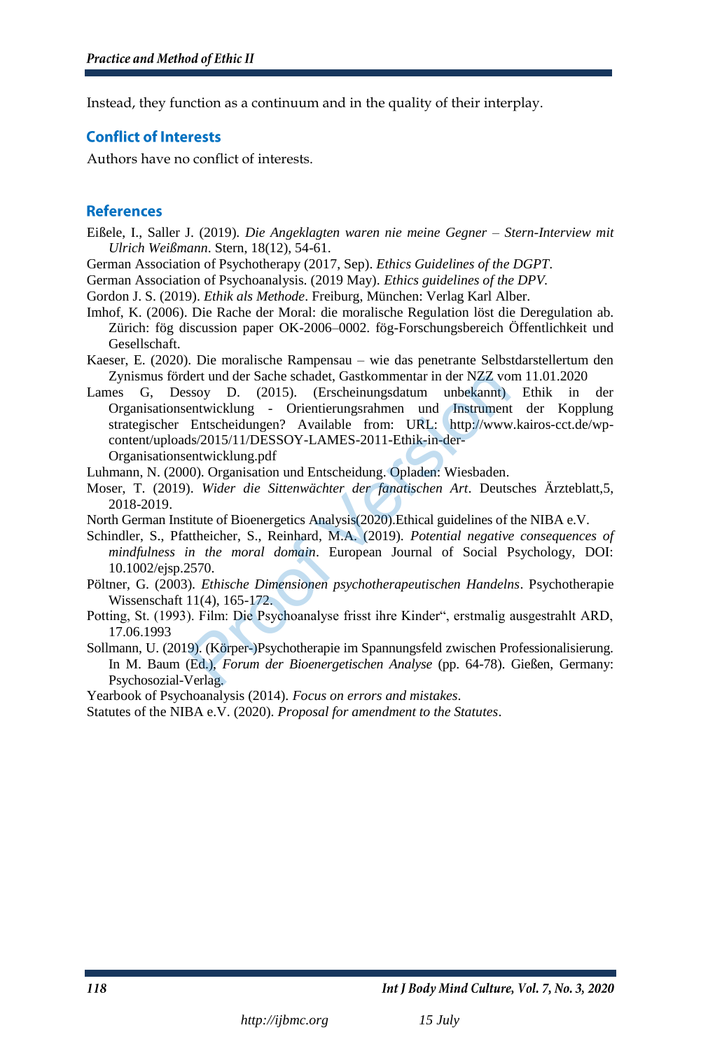Instead, they function as a continuum and in the quality of their interplay.

## Conflict of Interests

Authors have no conflict of interests.

## References

Eißele, I., Saller J. (2019). *Die Angeklagten waren nie meine Gegner – Stern-Interview mit Ulrich Weißmann*. Stern, 18(12), 54-61.

German Association of Psychotherapy (2017, Sep). *Ethics Guidelines of the DGPT*.

German Association of Psychoanalysis. (2019 May). *Ethics guidelines of the DPV.*

Gordon J. S. (2019). *Ethik als Methode*. Freiburg, München: Verlag Karl Alber.

Imhof, K. (2006). Die Rache der Moral: die moralische Regulation löst die Deregulation ab. Zürich: fög discussion paper OK-2006–0002. fög-Forschungsbereich Öffentlichkeit und Gesellschaft.

Kaeser, E. (2020). Die moralische Rampensau – wie das penetrante Selbstdarstellertum den Zynismus fördert und der Sache schadet, Gastkommentar in der NZZ vom 11.01.2020

Lames G, Dessoy D. (2015). (Erscheinungsdatum unbekannt). Ethik in der Organisationsentwicklung - Orientierungsrahmen und Instrument der Kopplung strategischer Entscheidungen? Available from: URL: http://www.kairos-cct.de/wp-content/uploads/2015/11/DESSOY-LAMES-2011-Ethik-in-der-Organisationsentwicklung.pdf

Luhmann, N. (2000). Organisation und Entscheidung. Opladen: Wiesbaden.

Moser, T. (2019). *Wider die Sittenwächter der fanatischen Art*. Deutsches Ärzteblatt,5, 2018-2019.

North German Institute of Bioenergetics Analysis(2020).Ethical guidelines of the NIBA e.V.

Schindler, S., Pfattheicher, S., Reinhard, M.A. (2019). *Potential negative consequences of mindfulness in the moral domain*. European Journal of Social Psychology, DOI: 10.1002/ejsp.2570.

Pöltner, G. (2003). *Ethische Dimensionen psychotherapeutischen Handelns*. Psychotherapie Wissenschaft 11(4), 165-172.

Potting, St. (1993). Film: Die Psychoanalyse frisst ihre Kinder“, erstmalig ausgestrahlt ARD, 17.06.1993

Sollmann, U. (2019). (Körper-)Psychotherapie im Spannungsfeld zwischen Professionalisierung. In M. Baum (Ed.), *Forum der Bioenergetischen Analyse* (pp. 64-78). Gießen, Germany: Psychosozial-Verlag.

Yearbook of Psychoanalysis (2014). *Focus on errors and mistakes*.

Statutes of the NIBA e.V. (2020). *Proposal for amendment to the Statutes*.